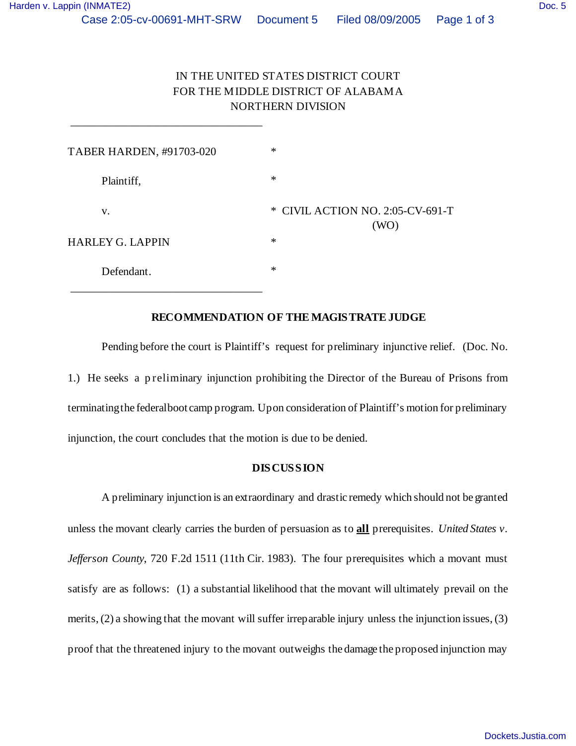IN THE UNITED STATES DISTRICT COURT
FOR THE MIDDLE DISTRICT OF ALABAMA
NORTHERN DIVISION

_______________________________

TABER HARDEN, #91703-020 *

Plaintiff, *

v. * CIVIL ACTION NO. 2:05-CV-691-T
(WO)

HARLEY G. LAPPIN *

Defendant. *

_______________________________

**RECOMMENDATION OF THE MAGISTRATE JUDGE**

Pending before the court is Plaintiff's request for preliminary injunctive relief. (Doc. No. 1.) He seeks a preliminary injunction prohibiting the Director of the Bureau of Prisons from terminating the federal boot camp program. Upon consideration of Plaintiff's motion for preliminary injunction, the court concludes that the motion is due to be denied.

**DISCUSSION**

A preliminary injunction is an extraordinary and drastic remedy which should not be granted unless the movant clearly carries the burden of persuasion as to **all** prerequisites. *United States v. Jefferson County*, 720 F.2d 1511 (11th Cir. 1983). The four prerequisites which a movant must satisfy are as follows: (1) a substantial likelihood that the movant will ultimately prevail on the merits, (2) a showing that the movant will suffer irreparable injury unless the injunction issues, (3) proof that the threatened injury to the movant outweighs the damage the proposed injunction may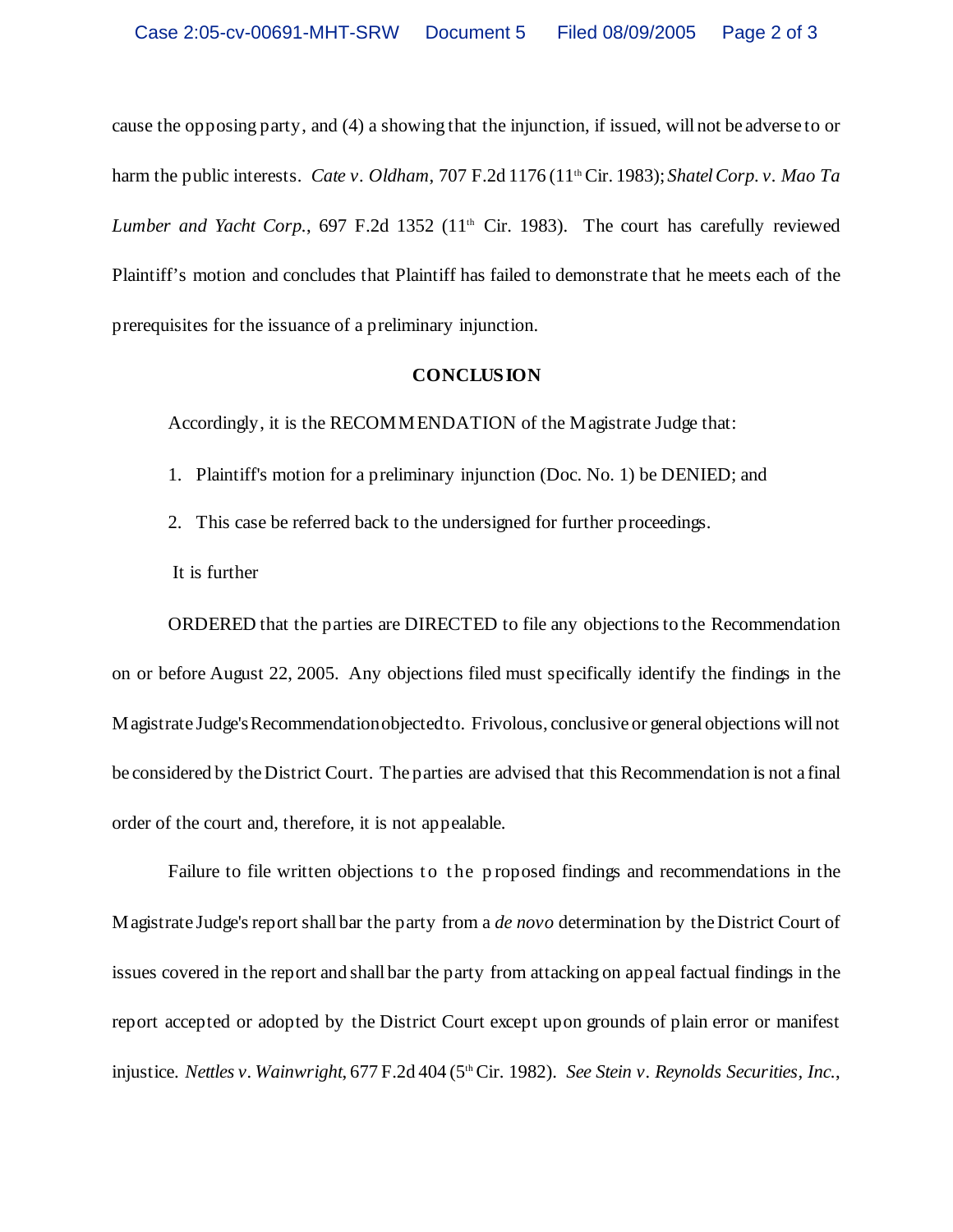cause the opposing party, and (4) a showing that the injunction, if issued, will not be adverse to or harm the public interests. *Cate v. Oldham*, 707 F.2d 1176 (11th Cir. 1983); *Shatel Corp. v. Mao Ta Lumber and Yacht Corp.*, 697 F.2d 1352 (11th Cir. 1983). The court has carefully reviewed Plaintiff's motion and concludes that Plaintiff has failed to demonstrate that he meets each of the prerequisites for the issuance of a preliminary injunction.

**CONCLUSION**

Accordingly, it is the RECOMMENDATION of the Magistrate Judge that:

1. Plaintiff's motion for a preliminary injunction (Doc. No. 1) be DENIED; and
2. This case be referred back to the undersigned for further proceedings.

It is further

ORDERED that the parties are DIRECTED to file any objections to the Recommendation on or before August 22, 2005. Any objections filed must specifically identify the findings in the Magistrate Judge's Recommendation objected to. Frivolous, conclusive or general objections will not be considered by the District Court. The parties are advised that this Recommendation is not a final order of the court and, therefore, it is not appealable.

Failure to file written objections to the proposed findings and recommendations in the Magistrate Judge's report shall bar the party from a *de novo* determination by the District Court of issues covered in the report and shall bar the party from attacking on appeal factual findings in the report accepted or adopted by the District Court except upon grounds of plain error or manifest injustice. *Nettles v. Wainwright*, 677 F.2d 404 (5th Cir. 1982). *See Stein v. Reynolds Securities, Inc.*,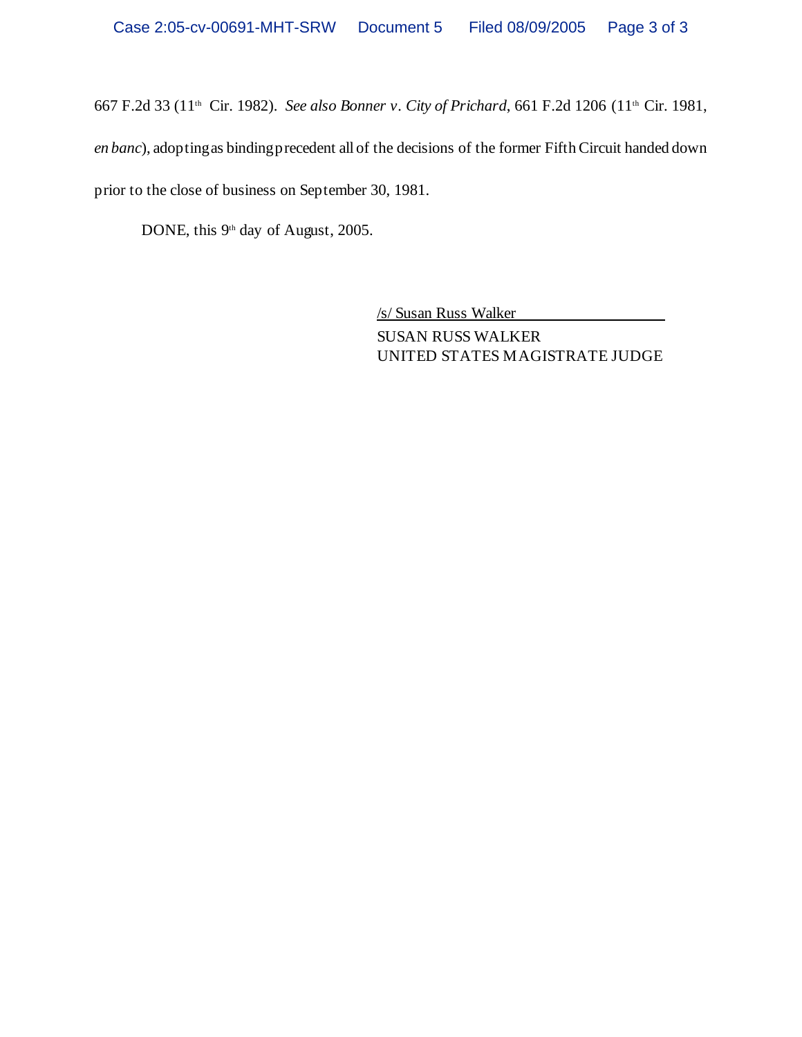667 F.2d 33 (11th Cir. 1982). *See also Bonner v. City of Prichard*, 661 F.2d 1206 (11th Cir. 1981, *en banc*), adopting as binding precedent all of the decisions of the former Fifth Circuit handed down prior to the close of business on September 30, 1981.

DONE, this 9th day of August, 2005.

/s/ Susan Russ Walker

SUSAN RUSS WALKER
UNITED STATES MAGISTRATE JUDGE